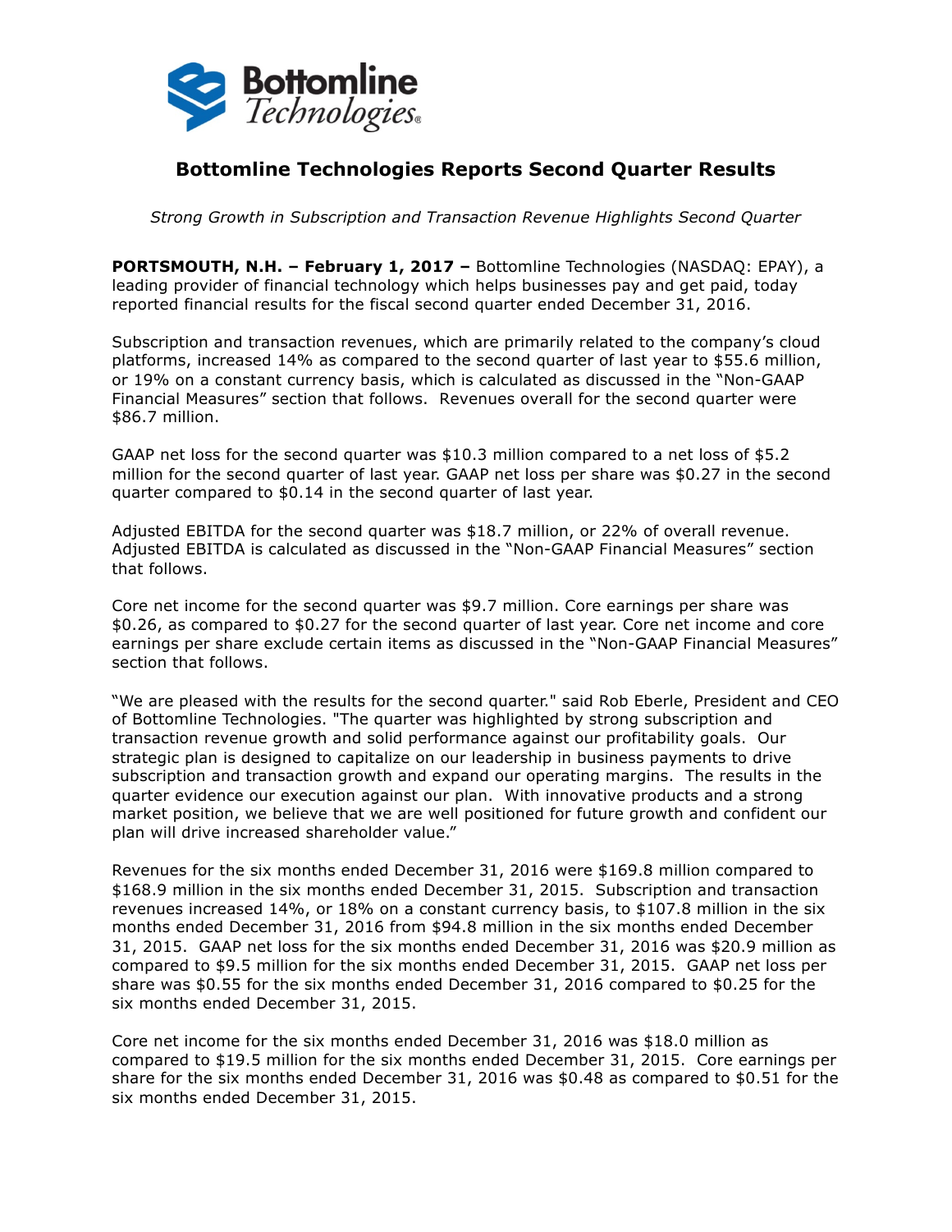# Bottomline Technologies Reports Second Quarter Results

*Strong Growth in Subscription and Transaction Revenue Highlights Second Quarter*

**PORTSMOUTH, N.H. – February 1, 2017 –** Bottomline Technologies (NASDAQ: EPAY), a leading provider of financial technology which helps businesses pay and get paid, today reported financial results for the fiscal second quarter ended December 31, 2016.

Subscription and transaction revenues, which are primarily related to the company's cloud platforms, increased 14% as compared to the second quarter of last year to $55.6 million, or 19% on a constant currency basis, which is calculated as discussed in the "Non-GAAP Financial Measures" section that follows. Revenues overall for the second quarter were $86.7 million.

GAAP net loss for the second quarter was $10.3 million compared to a net loss of $5.2 million for the second quarter of last year. GAAP net loss per share was $0.27 in the second quarter compared to $0.14 in the second quarter of last year.

Adjusted EBITDA for the second quarter was $18.7 million, or 22% of overall revenue. Adjusted EBITDA is calculated as discussed in the "Non-GAAP Financial Measures" section that follows.

Core net income for the second quarter was $9.7 million. Core earnings per share was $0.26, as compared to $0.27 for the second quarter of last year. Core net income and core earnings per share exclude certain items as discussed in the "Non-GAAP Financial Measures" section that follows.

"We are pleased with the results for the second quarter." said Rob Eberle, President and CEO of Bottomline Technologies. "The quarter was highlighted by strong subscription and transaction revenue growth and solid performance against our profitability goals. Our strategic plan is designed to capitalize on our leadership in business payments to drive subscription and transaction growth and expand our operating margins. The results in the quarter evidence our execution against our plan. With innovative products and a strong market position, we believe that we are well positioned for future growth and confident our plan will drive increased shareholder value."

Revenues for the six months ended December 31, 2016 were $169.8 million compared to $168.9 million in the six months ended December 31, 2015. Subscription and transaction revenues increased 14%, or 18% on a constant currency basis, to $107.8 million in the six months ended December 31, 2016 from $94.8 million in the six months ended December 31, 2015. GAAP net loss for the six months ended December 31, 2016 was $20.9 million as compared to $9.5 million for the six months ended December 31, 2015. GAAP net loss per share was $0.55 for the six months ended December 31, 2016 compared to $0.25 for the six months ended December 31, 2015.

Core net income for the six months ended December 31, 2016 was $18.0 million as compared to $19.5 million for the six months ended December 31, 2015. Core earnings per share for the six months ended December 31, 2016 was $0.48 as compared to $0.51 for the six months ended December 31, 2015.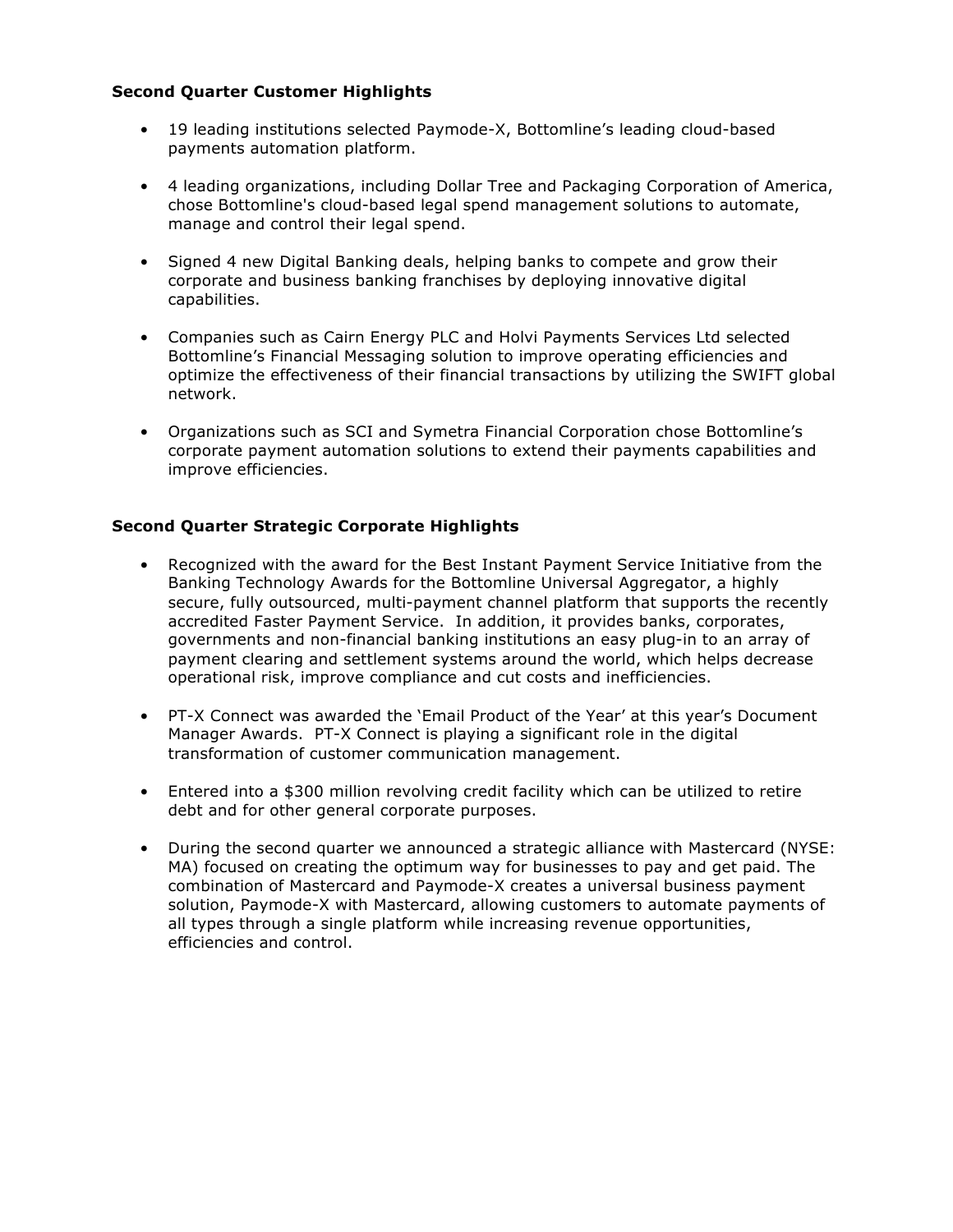**Second Quarter Customer Highlights**

- 19 leading institutions selected Paymode-X, Bottomline's leading cloud-based payments automation platform.

- 4 leading organizations, including Dollar Tree and Packaging Corporation of America, chose Bottomline's cloud-based legal spend management solutions to automate, manage and control their legal spend.

- Signed 4 new Digital Banking deals, helping banks to compete and grow their corporate and business banking franchises by deploying innovative digital capabilities.

- Companies such as Cairn Energy PLC and Holvi Payments Services Ltd selected Bottomline's Financial Messaging solution to improve operating efficiencies and optimize the effectiveness of their financial transactions by utilizing the SWIFT global network.

- Organizations such as SCI and Symetra Financial Corporation chose Bottomline's corporate payment automation solutions to extend their payments capabilities and improve efficiencies.

**Second Quarter Strategic Corporate Highlights**

- Recognized with the award for the Best Instant Payment Service Initiative from the Banking Technology Awards for the Bottomline Universal Aggregator, a highly secure, fully outsourced, multi-payment channel platform that supports the recently accredited Faster Payment Service. In addition, it provides banks, corporates, governments and non-financial banking institutions an easy plug-in to an array of payment clearing and settlement systems around the world, which helps decrease operational risk, improve compliance and cut costs and inefficiencies.

- PT-X Connect was awarded the 'Email Product of the Year' at this year's Document Manager Awards. PT-X Connect is playing a significant role in the digital transformation of customer communication management.

- Entered into a $300 million revolving credit facility which can be utilized to retire debt and for other general corporate purposes.

- During the second quarter we announced a strategic alliance with Mastercard (NYSE: MA) focused on creating the optimum way for businesses to pay and get paid. The combination of Mastercard and Paymode-X creates a universal business payment solution, Paymode-X with Mastercard, allowing customers to automate payments of all types through a single platform while increasing revenue opportunities, efficiencies and control.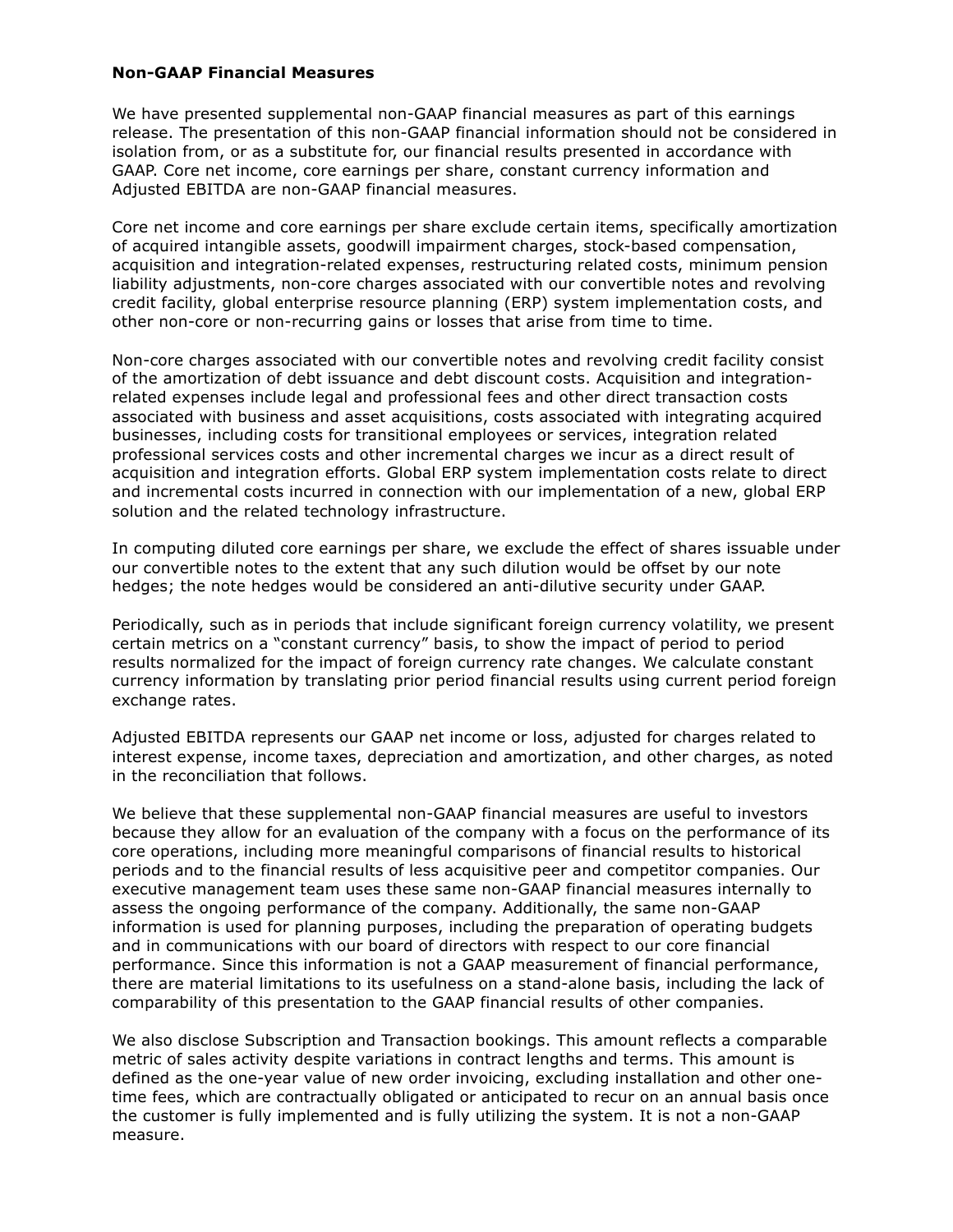**Non-GAAP Financial Measures**

We have presented supplemental non-GAAP financial measures as part of this earnings release. The presentation of this non-GAAP financial information should not be considered in isolation from, or as a substitute for, our financial results presented in accordance with GAAP. Core net income, core earnings per share, constant currency information and Adjusted EBITDA are non-GAAP financial measures.

Core net income and core earnings per share exclude certain items, specifically amortization of acquired intangible assets, goodwill impairment charges, stock-based compensation, acquisition and integration-related expenses, restructuring related costs, minimum pension liability adjustments, non-core charges associated with our convertible notes and revolving credit facility, global enterprise resource planning (ERP) system implementation costs, and other non-core or non-recurring gains or losses that arise from time to time.

Non-core charges associated with our convertible notes and revolving credit facility consist of the amortization of debt issuance and debt discount costs. Acquisition and integration-related expenses include legal and professional fees and other direct transaction costs associated with business and asset acquisitions, costs associated with integrating acquired businesses, including costs for transitional employees or services, integration related professional services costs and other incremental charges we incur as a direct result of acquisition and integration efforts. Global ERP system implementation costs relate to direct and incremental costs incurred in connection with our implementation of a new, global ERP solution and the related technology infrastructure.

In computing diluted core earnings per share, we exclude the effect of shares issuable under our convertible notes to the extent that any such dilution would be offset by our note hedges; the note hedges would be considered an anti-dilutive security under GAAP.

Periodically, such as in periods that include significant foreign currency volatility, we present certain metrics on a "constant currency" basis, to show the impact of period to period results normalized for the impact of foreign currency rate changes. We calculate constant currency information by translating prior period financial results using current period foreign exchange rates.

Adjusted EBITDA represents our GAAP net income or loss, adjusted for charges related to interest expense, income taxes, depreciation and amortization, and other charges, as noted in the reconciliation that follows.

We believe that these supplemental non-GAAP financial measures are useful to investors because they allow for an evaluation of the company with a focus on the performance of its core operations, including more meaningful comparisons of financial results to historical periods and to the financial results of less acquisitive peer and competitor companies. Our executive management team uses these same non-GAAP financial measures internally to assess the ongoing performance of the company. Additionally, the same non-GAAP information is used for planning purposes, including the preparation of operating budgets and in communications with our board of directors with respect to our core financial performance. Since this information is not a GAAP measurement of financial performance, there are material limitations to its usefulness on a stand-alone basis, including the lack of comparability of this presentation to the GAAP financial results of other companies.

We also disclose Subscription and Transaction bookings. This amount reflects a comparable metric of sales activity despite variations in contract lengths and terms. This amount is defined as the one-year value of new order invoicing, excluding installation and other one-time fees, which are contractually obligated or anticipated to recur on an annual basis once the customer is fully implemented and is fully utilizing the system. It is not a non-GAAP measure.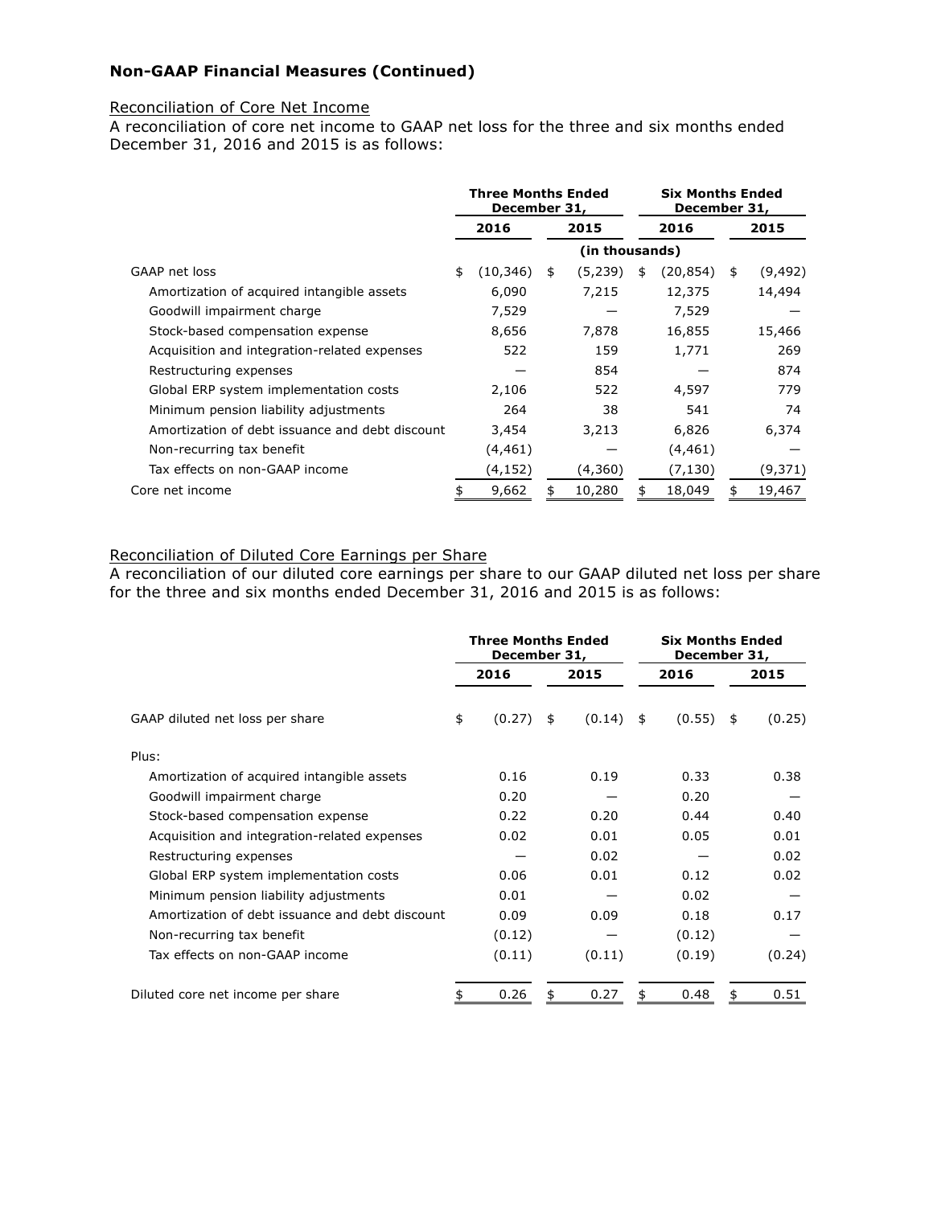## Non-GAAP Financial Measures (Continued)

Reconciliation of Core Net Income

A reconciliation of core net income to GAAP net loss for the three and six months ended December 31, 2016 and 2015 is as follows:

| | Three Months Ended December 31, | | Six Months Ended December 31, | |
|---|---|---|---|---|
| | 2016 | 2015 | 2016 | 2015 |
| | (in thousands) | | | |
| GAAP net loss | $ (10,346) | $ (5,239) | $ (20,854) | $ (9,492) |
| Amortization of acquired intangible assets | 6,090 | 7,215 | 12,375 | 14,494 |
| Goodwill impairment charge | 7,529 | — | 7,529 | — |
| Stock-based compensation expense | 8,656 | 7,878 | 16,855 | 15,466 |
| Acquisition and integration-related expenses | 522 | 159 | 1,771 | 269 |
| Restructuring expenses | — | 854 | — | 874 |
| Global ERP system implementation costs | 2,106 | 522 | 4,597 | 779 |
| Minimum pension liability adjustments | 264 | 38 | 541 | 74 |
| Amortization of debt issuance and debt discount | 3,454 | 3,213 | 6,826 | 6,374 |
| Non-recurring tax benefit | (4,461) | — | (4,461) | — |
| Tax effects on non-GAAP income | (4,152) | (4,360) | (7,130) | (9,371) |
| Core net income | $ 9,662 | $ 10,280 | $ 18,049 | $ 19,467 |

Reconciliation of Diluted Core Earnings per Share

A reconciliation of our diluted core earnings per share to our GAAP diluted net loss per share for the three and six months ended December 31, 2016 and 2015 is as follows:

| | Three Months Ended December 31, | | Six Months Ended December 31, | |
|---|---|---|---|---|
| | 2016 | 2015 | 2016 | 2015 |
| GAAP diluted net loss per share | $ (0.27) | $ (0.14) | $ (0.55) | $ (0.25) |
| Plus: | | | | |
| Amortization of acquired intangible assets | 0.16 | 0.19 | 0.33 | 0.38 |
| Goodwill impairment charge | 0.20 | — | 0.20 | — |
| Stock-based compensation expense | 0.22 | 0.20 | 0.44 | 0.40 |
| Acquisition and integration-related expenses | 0.02 | 0.01 | 0.05 | 0.01 |
| Restructuring expenses | — | 0.02 | — | 0.02 |
| Global ERP system implementation costs | 0.06 | 0.01 | 0.12 | 0.02 |
| Minimum pension liability adjustments | 0.01 | — | 0.02 | — |
| Amortization of debt issuance and debt discount | 0.09 | 0.09 | 0.18 | 0.17 |
| Non-recurring tax benefit | (0.12) | — | (0.12) | — |
| Tax effects on non-GAAP income | (0.11) | (0.11) | (0.19) | (0.24) |
| Diluted core net income per share | $ 0.26 | $ 0.27 | $ 0.48 | $ 0.51 |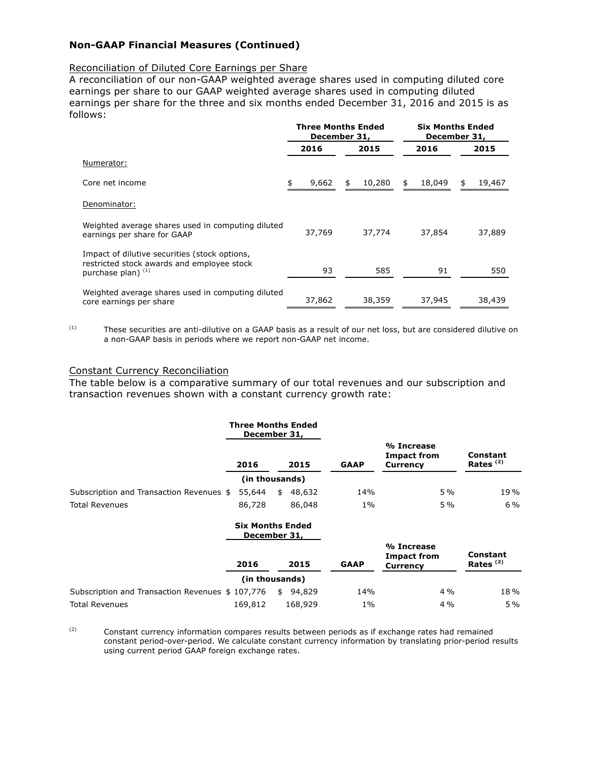## Non-GAAP Financial Measures (Continued)

Reconciliation of Diluted Core Earnings per Share

A reconciliation of our non-GAAP weighted average shares used in computing diluted core earnings per share to our GAAP weighted average shares used in computing diluted earnings per share for the three and six months ended December 31, 2016 and 2015 is as follows:

| | Three Months Ended December 31, | | Six Months Ended December 31, | |
|---|---|---|---|---|
| | 2016 | 2015 | 2016 | 2015 |
| Numerator: | | | | |
| Core net income | $ 9,662 | $ 10,280 | $ 18,049 | $ 19,467 |
| Denominator: | | | | |
| Weighted average shares used in computing diluted earnings per share for GAAP | 37,769 | 37,774 | 37,854 | 37,889 |
| Impact of dilutive securities (stock options, restricted stock awards and employee stock purchase plan) (1) | 93 | 585 | 91 | 550 |
| Weighted average shares used in computing diluted core earnings per share | 37,862 | 38,359 | 37,945 | 38,439 |

(1) These securities are anti-dilutive on a GAAP basis as a result of our net loss, but are considered dilutive on a non-GAAP basis in periods where we report non-GAAP net income.

Constant Currency Reconciliation

The table below is a comparative summary of our total revenues and our subscription and transaction revenues shown with a constant currency growth rate:

| | Three Months Ended December 31, | | | | |
|---|---|---|---|---|---|
| | 2016 | 2015 | GAAP | % Increase Impact from Currency | Constant Rates (2) |
| | (in thousands) | | | | |
| Subscription and Transaction Revenues | $ 55,644 | $ 48,632 | 14% | 5 % | 19 % |
| Total Revenues | 86,728 | 86,048 | 1% | 5 % | 6 % |

| | Six Months Ended December 31, | | | | |
|---|---|---|---|---|---|
| | 2016 | 2015 | GAAP | % Increase Impact from Currency | Constant Rates (2) |
| | (in thousands) | | | | |
| Subscription and Transaction Revenues | $ 107,776 | $ 94,829 | 14% | 4 % | 18 % |
| Total Revenues | 169,812 | 168,929 | 1% | 4 % | 5 % |

(2) Constant currency information compares results between periods as if exchange rates had remained constant period-over-period. We calculate constant currency information by translating prior-period results using current period GAAP foreign exchange rates.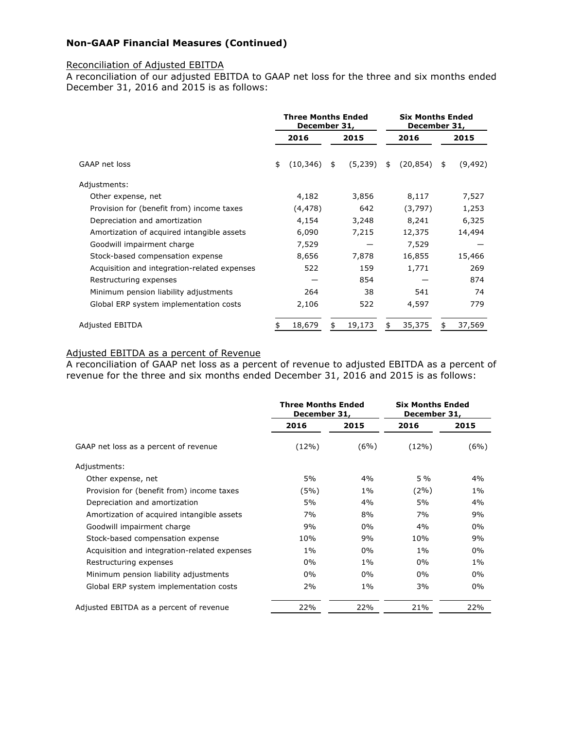## Non-GAAP Financial Measures (Continued)

Reconciliation of Adjusted EBITDA

A reconciliation of our adjusted EBITDA to GAAP net loss for the three and six months ended December 31, 2016 and 2015 is as follows:

| | Three Months Ended December 31, | | Six Months Ended December 31, | |
|---|---|---|---|---|
| | 2016 | 2015 | 2016 | 2015 |
| GAAP net loss | $ (10,346) | $ (5,239) | $ (20,854) | $ (9,492) |
| Adjustments: | | | | |
| Other expense, net | 4,182 | 3,856 | 8,117 | 7,527 |
| Provision for (benefit from) income taxes | (4,478) | 642 | (3,797) | 1,253 |
| Depreciation and amortization | 4,154 | 3,248 | 8,241 | 6,325 |
| Amortization of acquired intangible assets | 6,090 | 7,215 | 12,375 | 14,494 |
| Goodwill impairment charge | 7,529 | — | 7,529 | — |
| Stock-based compensation expense | 8,656 | 7,878 | 16,855 | 15,466 |
| Acquisition and integration-related expenses | 522 | 159 | 1,771 | 269 |
| Restructuring expenses | — | 854 | — | 874 |
| Minimum pension liability adjustments | 264 | 38 | 541 | 74 |
| Global ERP system implementation costs | 2,106 | 522 | 4,597 | 779 |
| Adjusted EBITDA | $ 18,679 | $ 19,173 | $ 35,375 | $ 37,569 |

Adjusted EBITDA as a percent of Revenue

A reconciliation of GAAP net loss as a percent of revenue to adjusted EBITDA as a percent of revenue for the three and six months ended December 31, 2016 and 2015 is as follows:

| | Three Months Ended December 31, | | Six Months Ended December 31, | |
|---|---|---|---|---|
| | 2016 | 2015 | 2016 | 2015 |
| GAAP net loss as a percent of revenue | (12%) | (6%) | (12%) | (6%) |
| Adjustments: | | | | |
| Other expense, net | 5% | 4% | 5 % | 4% |
| Provision for (benefit from) income taxes | (5%) | 1% | (2%) | 1% |
| Depreciation and amortization | 5% | 4% | 5% | 4% |
| Amortization of acquired intangible assets | 7% | 8% | 7% | 9% |
| Goodwill impairment charge | 9% | 0% | 4% | 0% |
| Stock-based compensation expense | 10% | 9% | 10% | 9% |
| Acquisition and integration-related expenses | 1% | 0% | 1% | 0% |
| Restructuring expenses | 0% | 1% | 0% | 1% |
| Minimum pension liability adjustments | 0% | 0% | 0% | 0% |
| Global ERP system implementation costs | 2% | 1% | 3% | 0% |
| Adjusted EBITDA as a percent of revenue | 22% | 22% | 21% | 22% |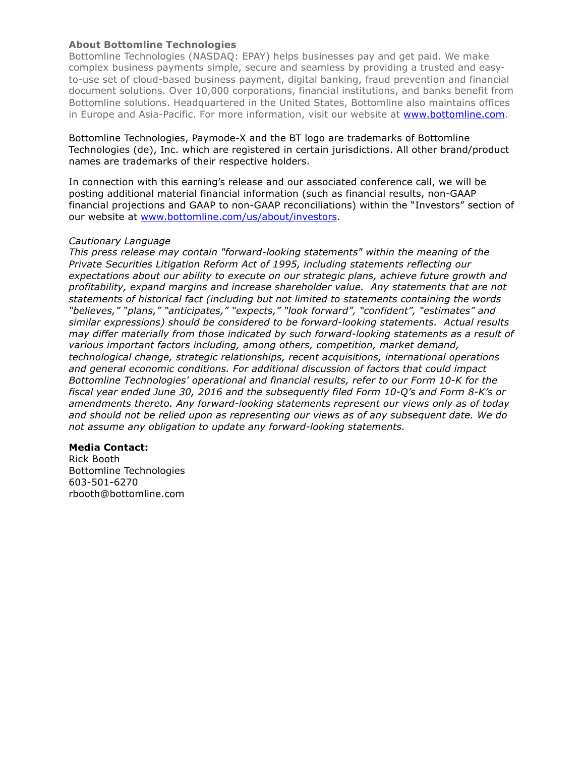**About Bottomline Technologies**

Bottomline Technologies (NASDAQ: EPAY) helps businesses pay and get paid. We make complex business payments simple, secure and seamless by providing a trusted and easy-to-use set of cloud-based business payment, digital banking, fraud prevention and financial document solutions. Over 10,000 corporations, financial institutions, and banks benefit from Bottomline solutions. Headquartered in the United States, Bottomline also maintains offices in Europe and Asia-Pacific. For more information, visit our website at [www.bottomline.com](http://www.bottomline.com).

Bottomline Technologies, Paymode-X and the BT logo are trademarks of Bottomline Technologies (de), Inc. which are registered in certain jurisdictions. All other brand/product names are trademarks of their respective holders.

In connection with this earning's release and our associated conference call, we will be posting additional material financial information (such as financial results, non-GAAP financial projections and GAAP to non-GAAP reconciliations) within the "Investors" section of our website at [www.bottomline.com/us/about/investors](http://www.bottomline.com/us/about/investors).

*Cautionary Language*

*This press release may contain "forward-looking statements" within the meaning of the Private Securities Litigation Reform Act of 1995, including statements reflecting our expectations about our ability to execute on our strategic plans, achieve future growth and profitability, expand margins and increase shareholder value. Any statements that are not statements of historical fact (including but not limited to statements containing the words "believes," "plans," "anticipates," "expects," "look forward", "confident", "estimates" and similar expressions) should be considered to be forward-looking statements. Actual results may differ materially from those indicated by such forward-looking statements as a result of various important factors including, among others, competition, market demand, technological change, strategic relationships, recent acquisitions, international operations and general economic conditions. For additional discussion of factors that could impact Bottomline Technologies' operational and financial results, refer to our Form 10-K for the fiscal year ended June 30, 2016 and the subsequently filed Form 10-Q's and Form 8-K's or amendments thereto. Any forward-looking statements represent our views only as of today and should not be relied upon as representing our views as of any subsequent date. We do not assume any obligation to update any forward-looking statements.*

**Media Contact:**
Rick Booth
Bottomline Technologies
603-501-6270
rbooth@bottomline.com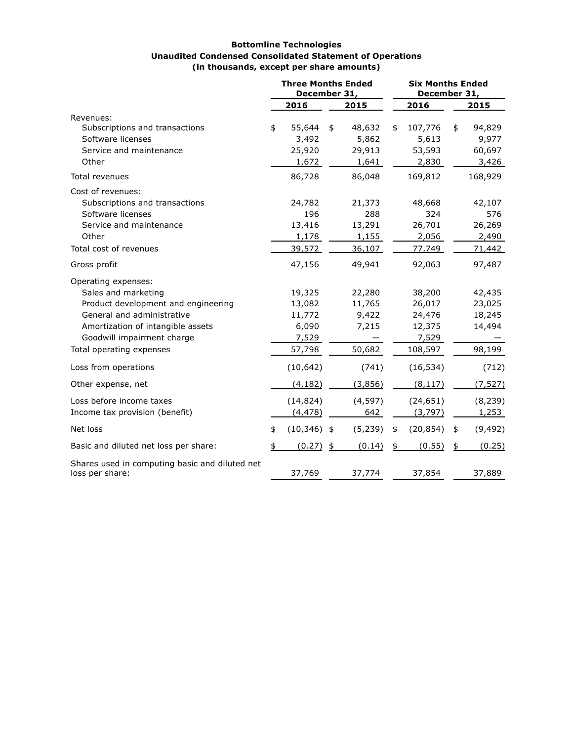**Bottomline Technologies**
**Unaudited Condensed Consolidated Statement of Operations**
**(in thousands, except per share amounts)**

| | Three Months Ended December 31, | | Six Months Ended December 31, | |
|---|---|---|---|---|
| | 2016 | 2015 | 2016 | 2015 |
| Revenues: | | | | |
| Subscriptions and transactions | $ 55,644 | $ 48,632 | $ 107,776 | $ 94,829 |
| Software licenses | 3,492 | 5,862 | 5,613 | 9,977 |
| Service and maintenance | 25,920 | 29,913 | 53,593 | 60,697 |
| Other | 1,672 | 1,641 | 2,830 | 3,426 |
| Total revenues | 86,728 | 86,048 | 169,812 | 168,929 |
| Cost of revenues: | | | | |
| Subscriptions and transactions | 24,782 | 21,373 | 48,668 | 42,107 |
| Software licenses | 196 | 288 | 324 | 576 |
| Service and maintenance | 13,416 | 13,291 | 26,701 | 26,269 |
| Other | 1,178 | 1,155 | 2,056 | 2,490 |
| Total cost of revenues | 39,572 | 36,107 | 77,749 | 71,442 |
| Gross profit | 47,156 | 49,941 | 92,063 | 97,487 |
| Operating expenses: | | | | |
| Sales and marketing | 19,325 | 22,280 | 38,200 | 42,435 |
| Product development and engineering | 13,082 | 11,765 | 26,017 | 23,025 |
| General and administrative | 11,772 | 9,422 | 24,476 | 18,245 |
| Amortization of intangible assets | 6,090 | 7,215 | 12,375 | 14,494 |
| Goodwill impairment charge | 7,529 | — | 7,529 | — |
| Total operating expenses | 57,798 | 50,682 | 108,597 | 98,199 |
| Loss from operations | (10,642) | (741) | (16,534) | (712) |
| Other expense, net | (4,182) | (3,856) | (8,117) | (7,527) |
| Loss before income taxes | (14,824) | (4,597) | (24,651) | (8,239) |
| Income tax provision (benefit) | (4,478) | 642 | (3,797) | 1,253 |
| Net loss | $ (10,346) | $ (5,239) | $ (20,854) | $ (9,492) |
| Basic and diluted net loss per share: | $ (0.27) | $ (0.14) | $ (0.55) | $ (0.25) |
| Shares used in computing basic and diluted net loss per share: | 37,769 | 37,774 | 37,854 | 37,889 |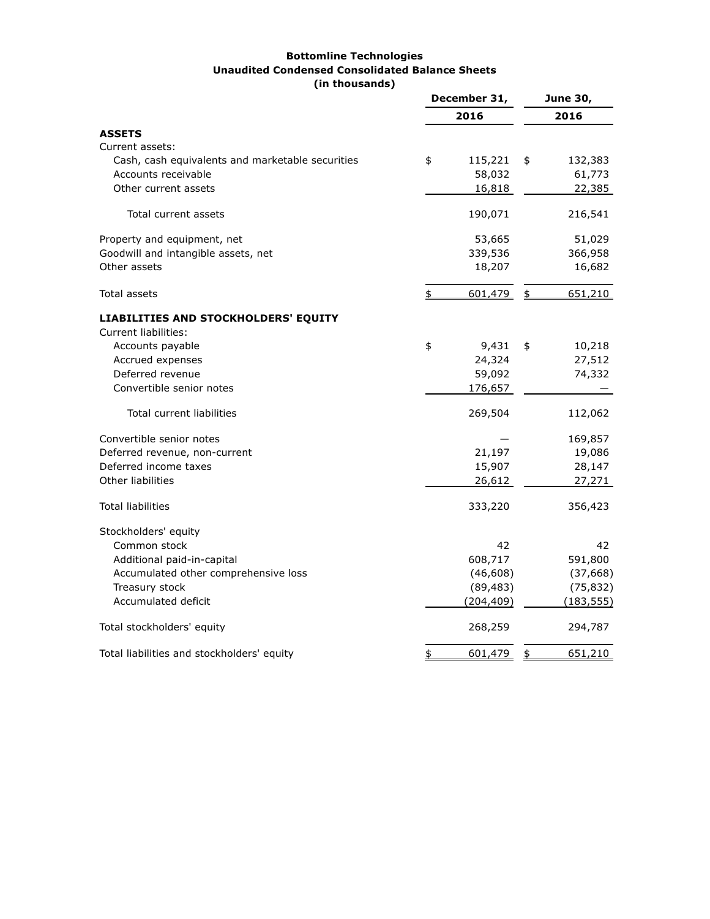**Bottomline Technologies**
**Unaudited Condensed Consolidated Balance Sheets**
**(in thousands)**

| | December 31, 2016 | June 30, 2016 |
|---|---|---|
| **ASSETS** | | |
| Current assets: | | |
| Cash, cash equivalents and marketable securities | $ 115,221 | $ 132,383 |
| Accounts receivable | 58,032 | 61,773 |
| Other current assets | 16,818 | 22,385 |
| Total current assets | 190,071 | 216,541 |
| Property and equipment, net | 53,665 | 51,029 |
| Goodwill and intangible assets, net | 339,536 | 366,958 |
| Other assets | 18,207 | 16,682 |
| Total assets | $ 601,479 | $ 651,210 |
| **LIABILITIES AND STOCKHOLDERS' EQUITY** | | |
| Current liabilities: | | |
| Accounts payable | $ 9,431 | $ 10,218 |
| Accrued expenses | 24,324 | 27,512 |
| Deferred revenue | 59,092 | 74,332 |
| Convertible senior notes | 176,657 | — |
| Total current liabilities | 269,504 | 112,062 |
| Convertible senior notes | — | 169,857 |
| Deferred revenue, non-current | 21,197 | 19,086 |
| Deferred income taxes | 15,907 | 28,147 |
| Other liabilities | 26,612 | 27,271 |
| Total liabilities | 333,220 | 356,423 |
| Stockholders' equity | | |
| Common stock | 42 | 42 |
| Additional paid-in-capital | 608,717 | 591,800 |
| Accumulated other comprehensive loss | (46,608) | (37,668) |
| Treasury stock | (89,483) | (75,832) |
| Accumulated deficit | (204,409) | (183,555) |
| Total stockholders' equity | 268,259 | 294,787 |
| Total liabilities and stockholders' equity | $ 601,479 | $ 651,210 |